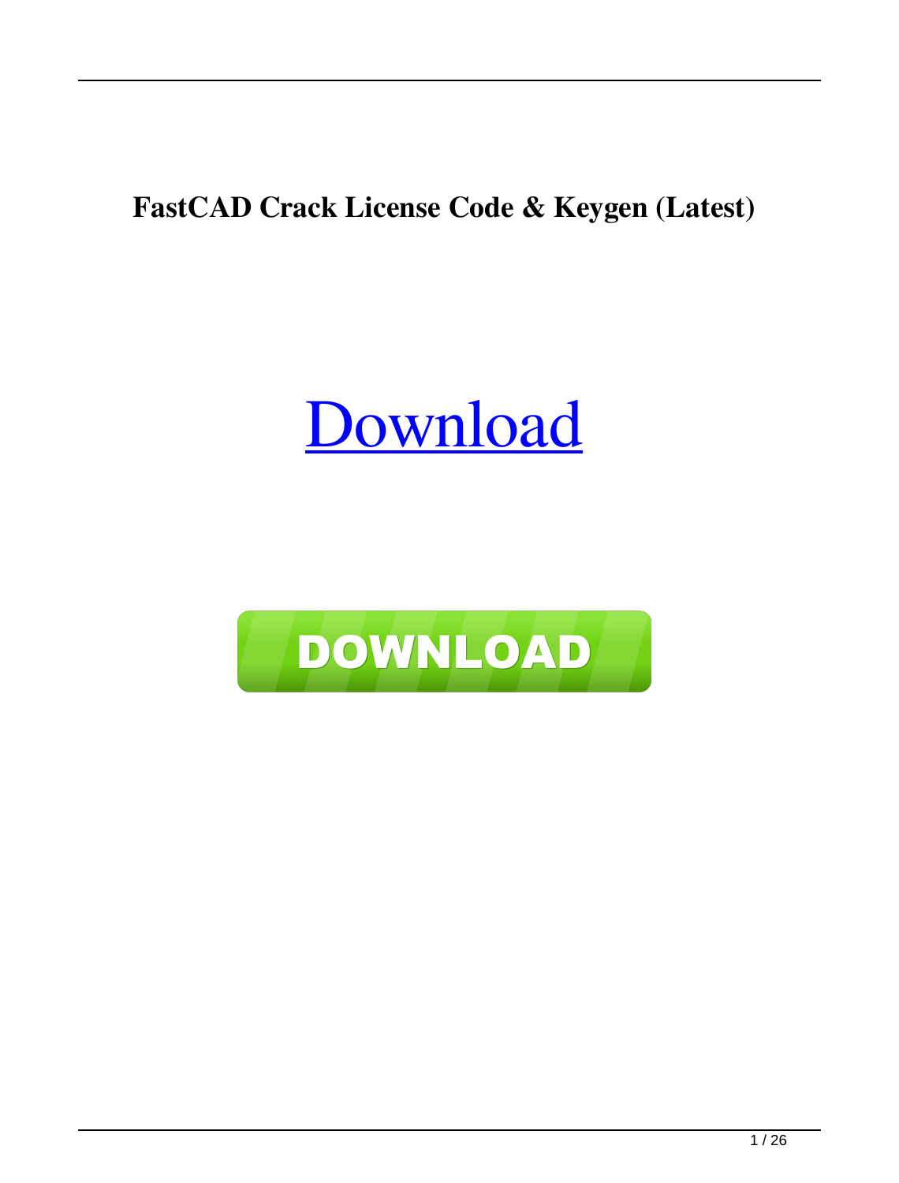**FastCAD Crack License Code & Keygen (Latest)**

Download

DOWNLOAD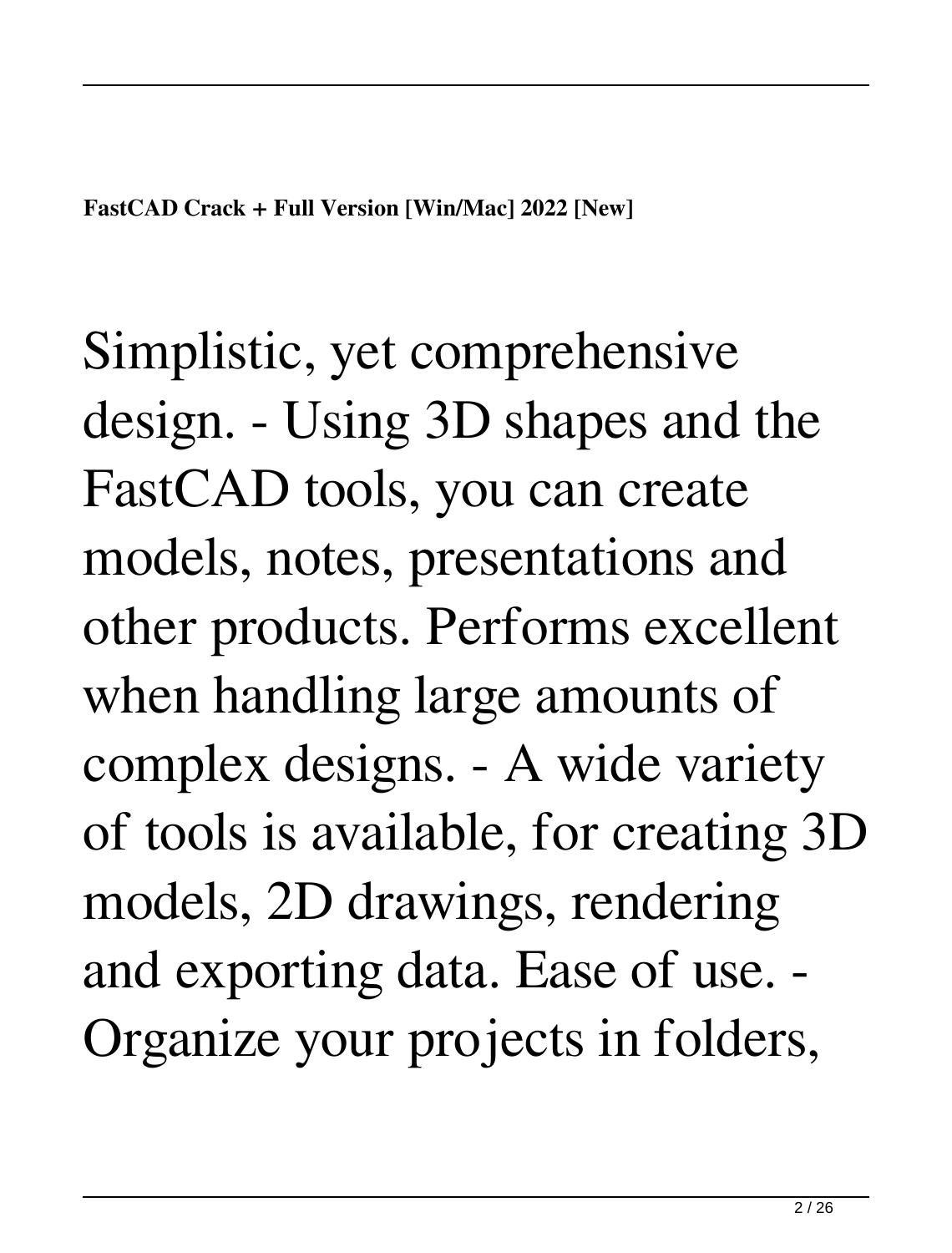**FastCAD Crack + Full Version [Win/Mac] 2022 [New]**

Simplistic, yet comprehensive design. - Using 3D shapes and the FastCAD tools, you can create models, notes, presentations and other products. Performs excellent when handling large amounts of complex designs. - A wide variety of tools is available, for creating 3D models, 2D drawings, rendering and exporting data. Ease of use. - Organize your projects in folders,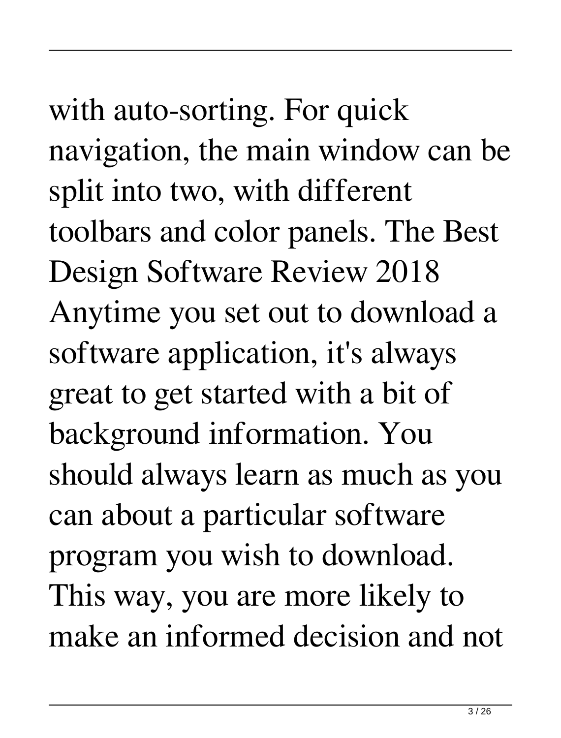with auto-sorting. For quick navigation, the main window can be split into two, with different toolbars and color panels. The Best Design Software Review 2018 Anytime you set out to download a software application, it's always great to get started with a bit of background information. You should always learn as much as you can about a particular software program you wish to download. This way, you are more likely to make an informed decision and not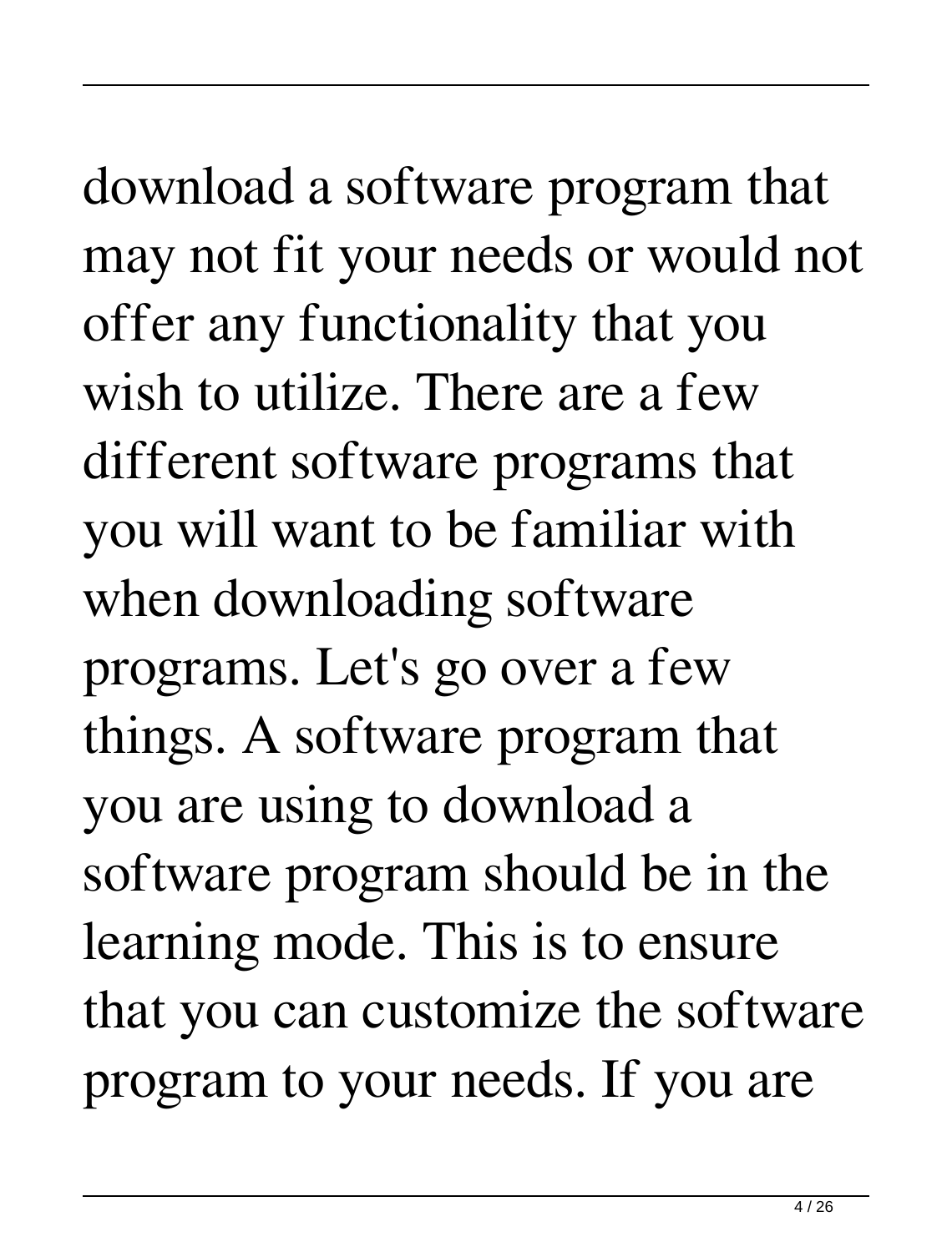download a software program that may not fit your needs or would not offer any functionality that you wish to utilize. There are a few different software programs that you will want to be familiar with when downloading software programs. Let's go over a few things. A software program that you are using to download a software program should be in the learning mode. This is to ensure that you can customize the software program to your needs. If you are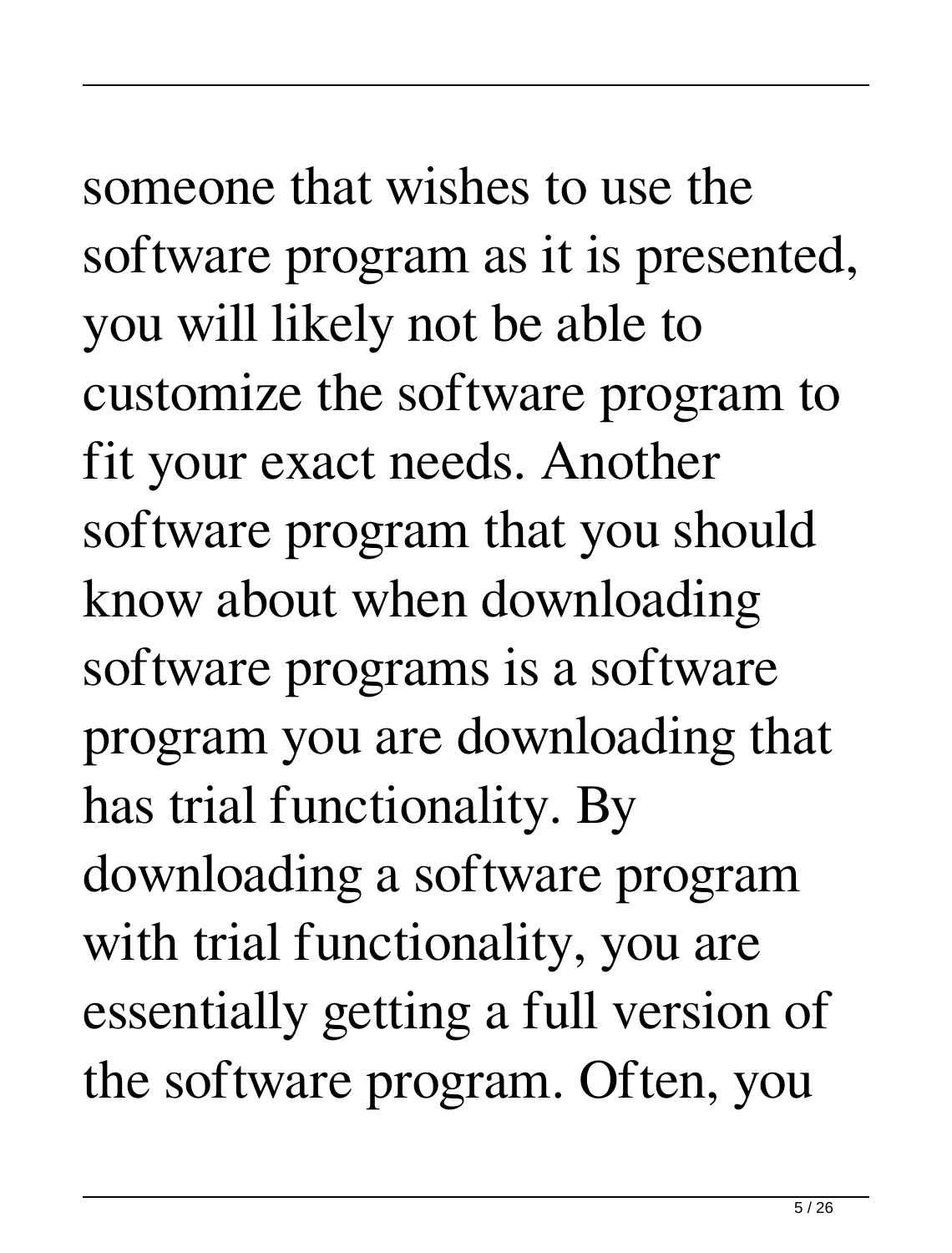someone that wishes to use the software program as it is presented, you will likely not be able to customize the software program to fit your exact needs. Another software program that you should know about when downloading software programs is a software program you are downloading that has trial functionality. By downloading a software program with trial functionality, you are essentially getting a full version of the software program. Often, you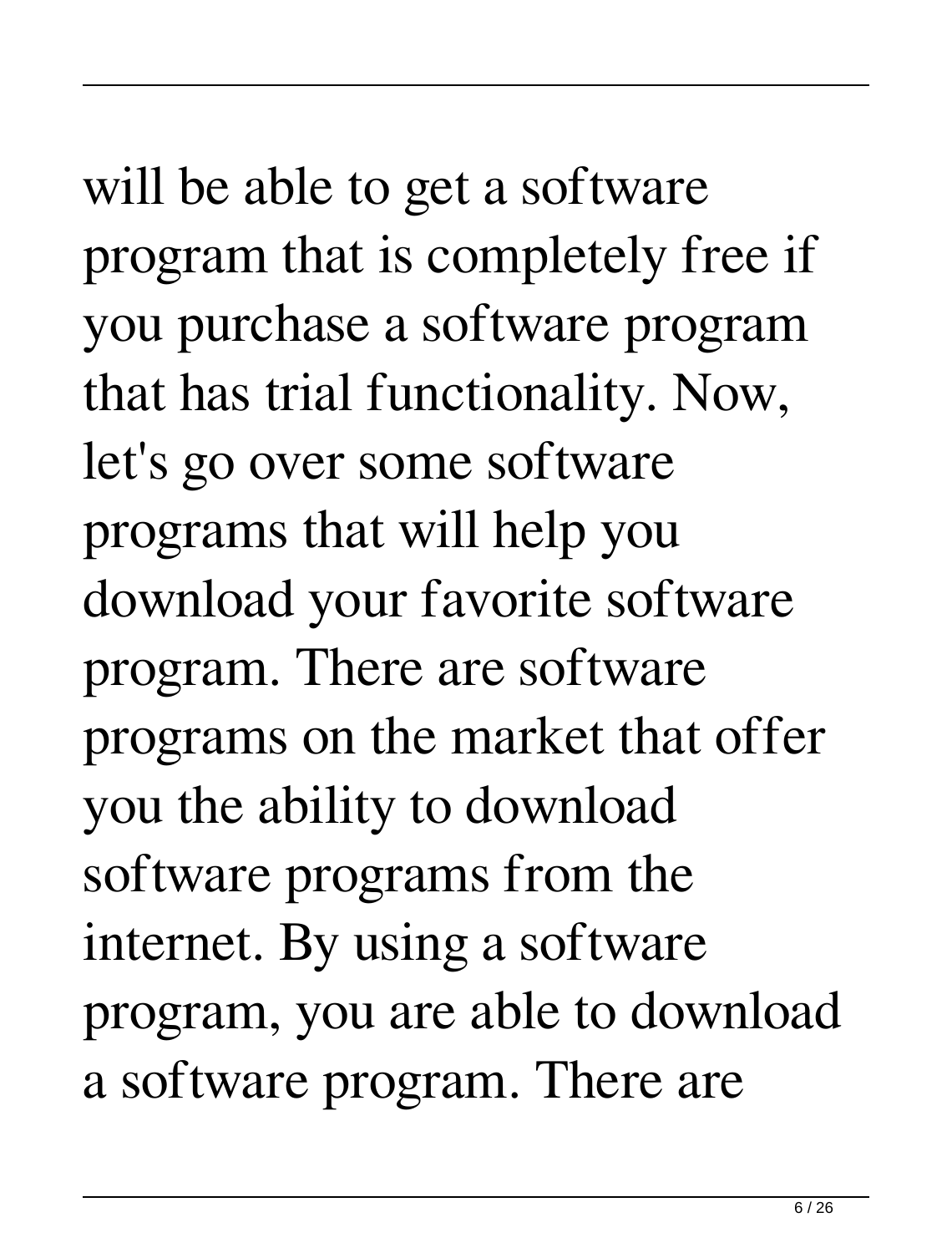will be able to get a software program that is completely free if you purchase a software program that has trial functionality. Now, let's go over some software programs that will help you download your favorite software program. There are software programs on the market that offer you the ability to download software programs from the internet. By using a software program, you are able to download a software program. There are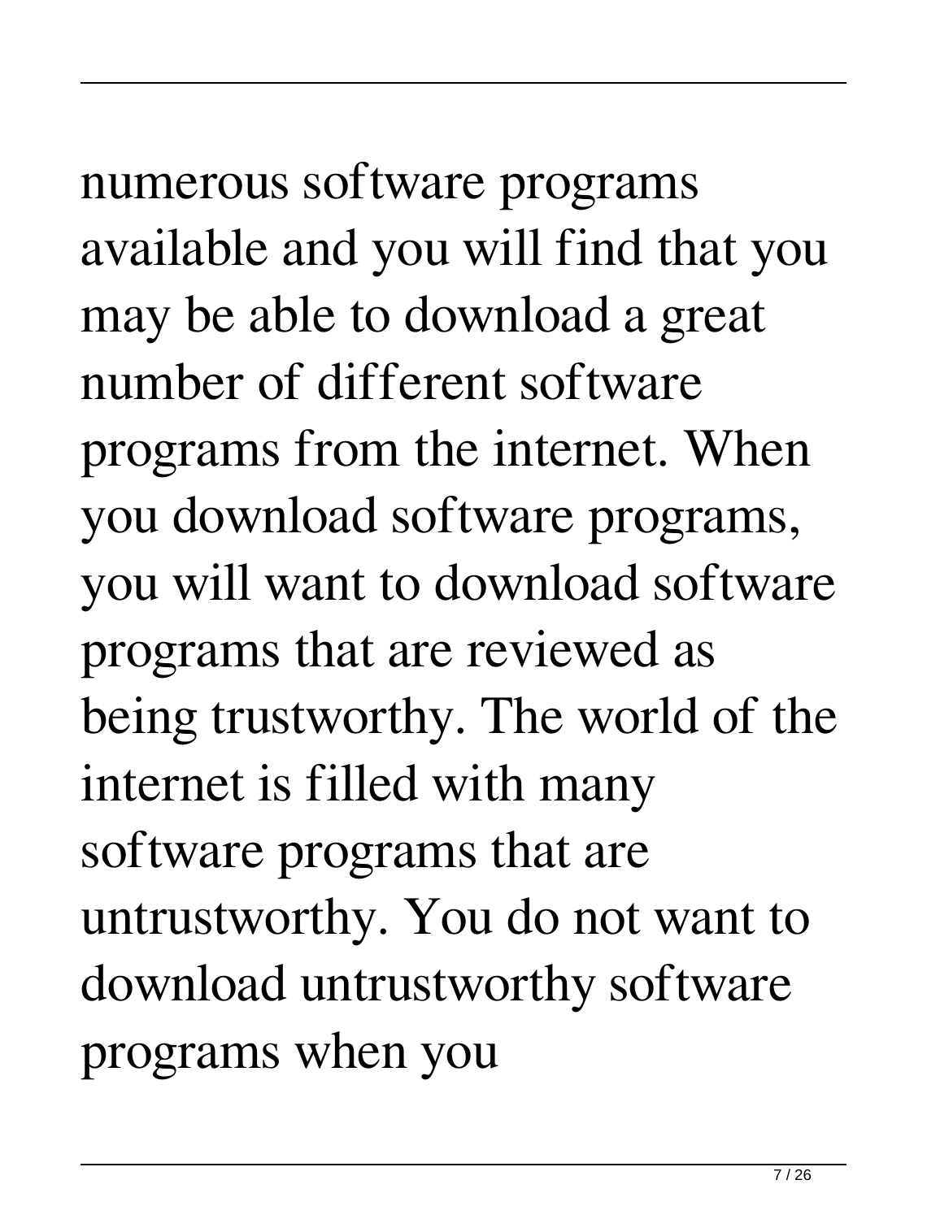numerous software programs available and you will find that you may be able to download a great number of different software programs from the internet. When you download software programs, you will want to download software programs that are reviewed as being trustworthy. The world of the internet is filled with many software programs that are untrustworthy. You do not want to download untrustworthy software programs when you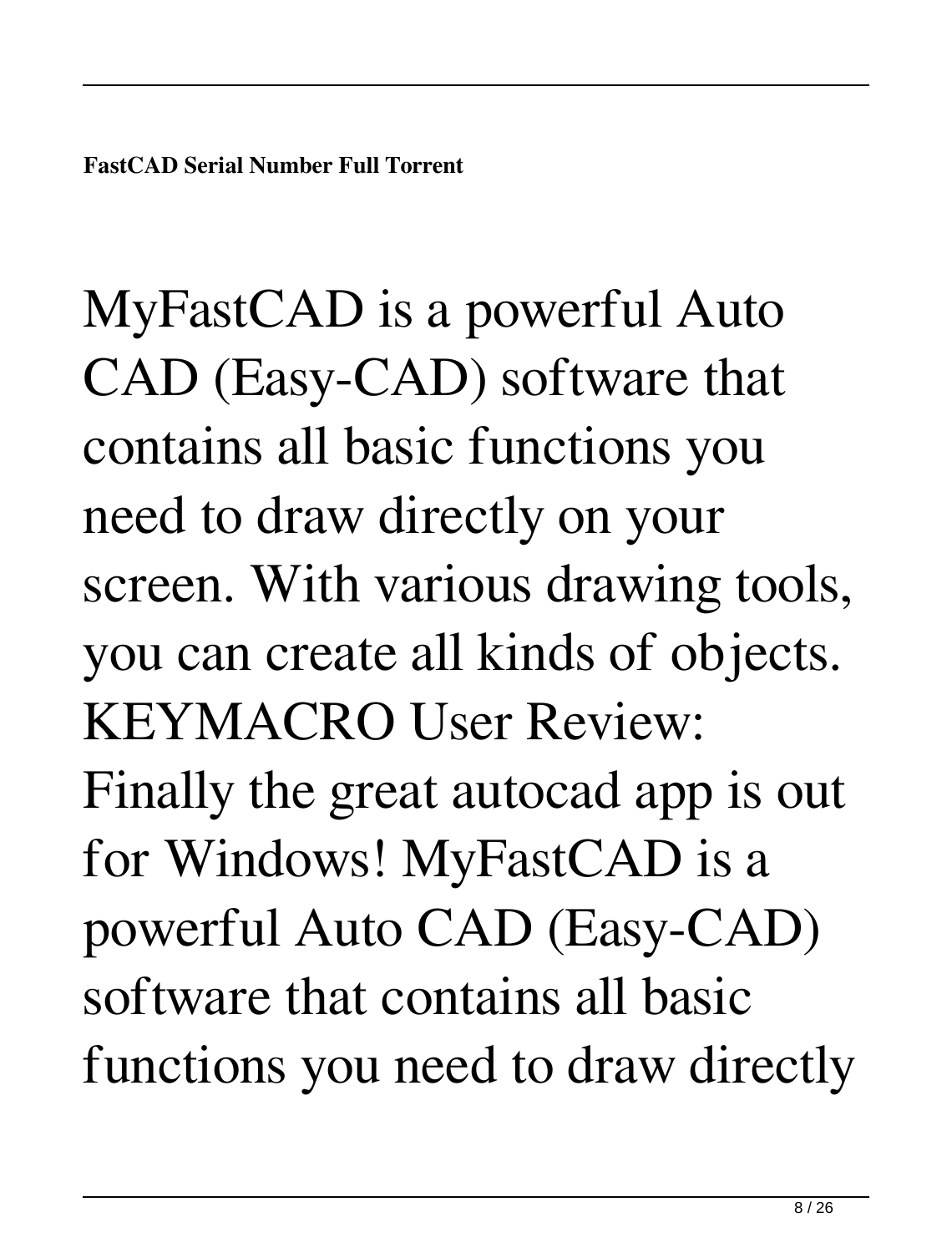MyFastCAD is a powerful Auto CAD (Easy-CAD) software that contains all basic functions you need to draw directly on your screen. With various drawing tools, you can create all kinds of objects. KEYMACRO User Review: Finally the great autocad app is out for Windows! MyFastCAD is a powerful Auto CAD (Easy-CAD) software that contains all basic functions you need to draw directly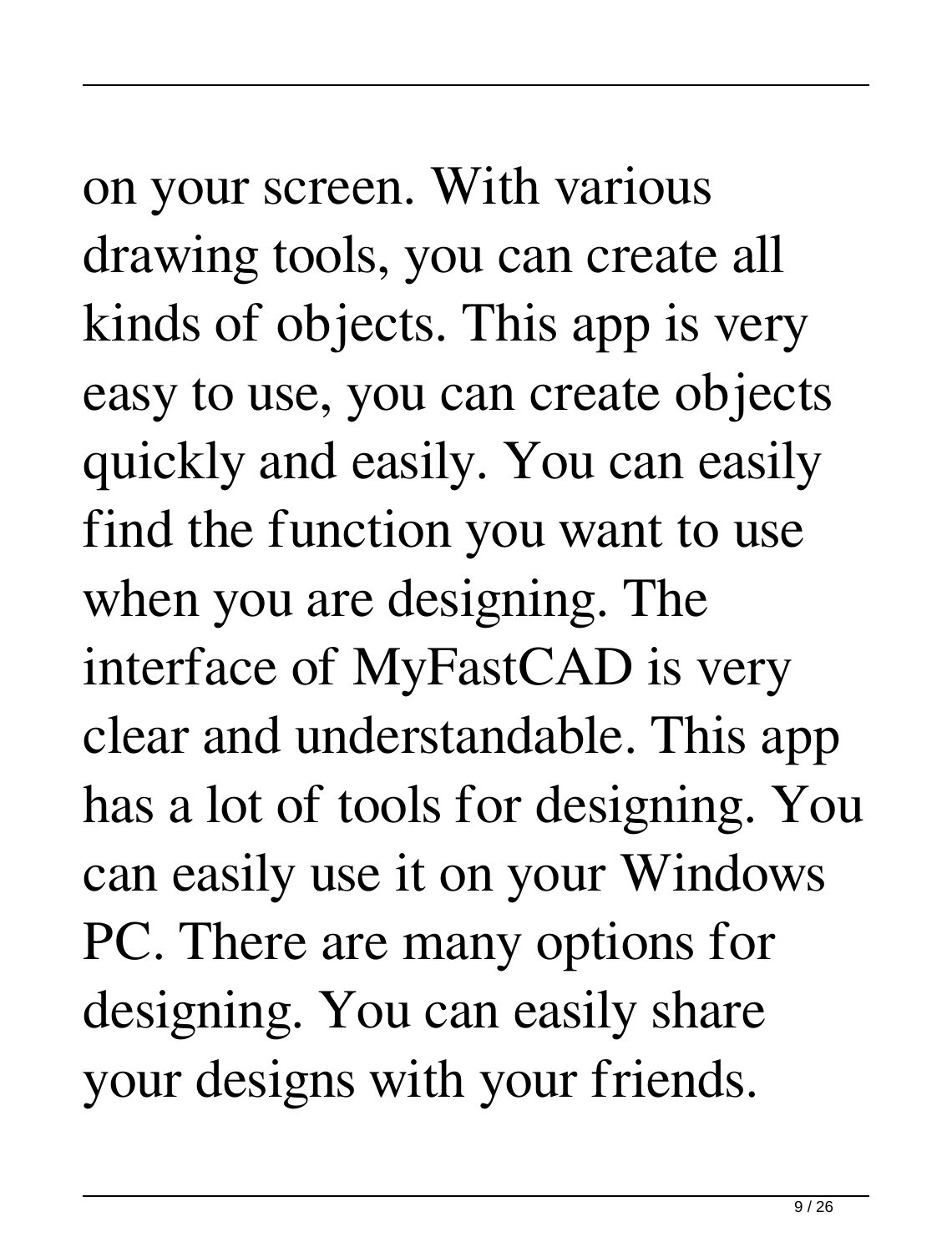on your screen. With various drawing tools, you can create all kinds of objects. This app is very easy to use, you can create objects quickly and easily. You can easily find the function you want to use when you are designing. The interface of MyFastCAD is very clear and understandable. This app has a lot of tools for designing. You can easily use it on your Windows PC. There are many options for designing. You can easily share your designs with your friends.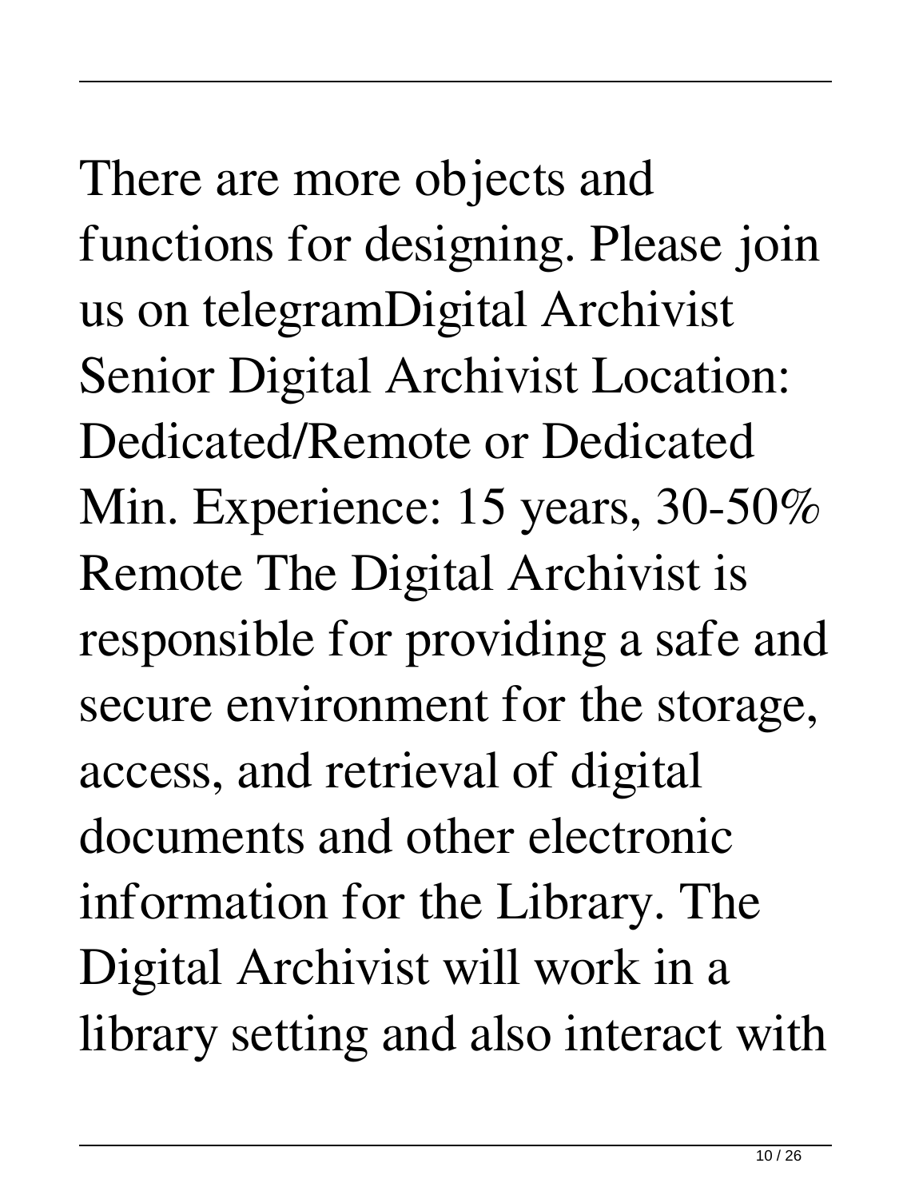There are more objects and functions for designing. Please join us on telegramDigital Archivist Senior Digital Archivist Location: Dedicated/Remote or Dedicated Min. Experience: 15 years, 30-50% Remote The Digital Archivist is responsible for providing a safe and secure environment for the storage, access, and retrieval of digital documents and other electronic information for the Library. The Digital Archivist will work in a library setting and also interact with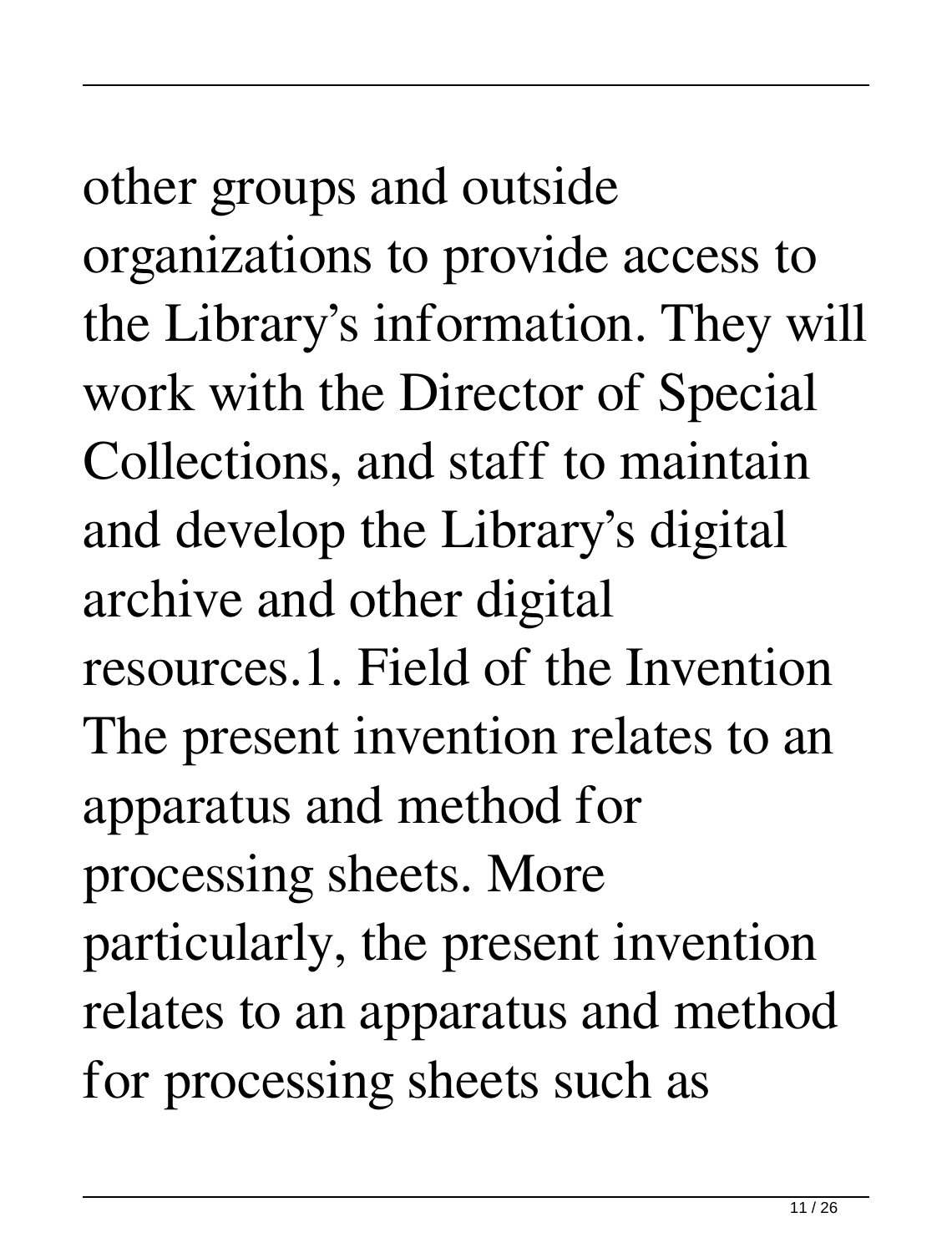other groups and outside organizations to provide access to the Library's information. They will work with the Director of Special Collections, and staff to maintain and develop the Library's digital archive and other digital resources.1. Field of the Invention The present invention relates to an apparatus and method for processing sheets. More particularly, the present invention relates to an apparatus and method for processing sheets such as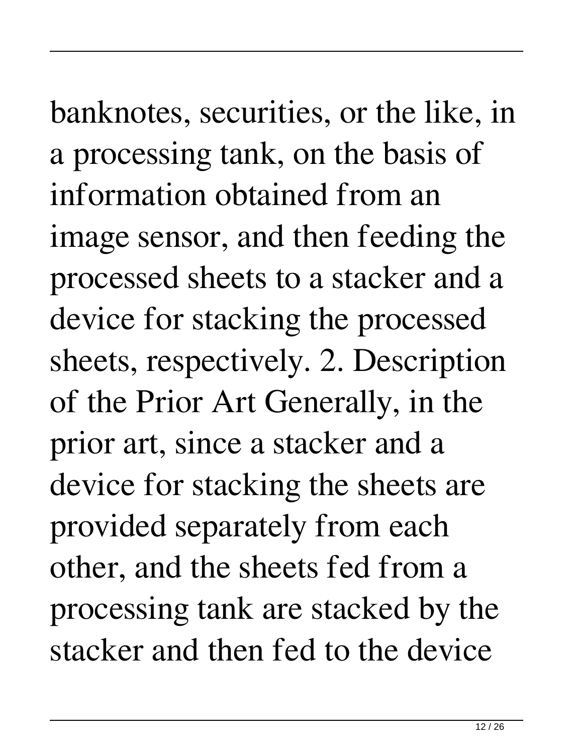banknotes, securities, or the like, in a processing tank, on the basis of information obtained from an image sensor, and then feeding the processed sheets to a stacker and a device for stacking the processed sheets, respectively. 2. Description of the Prior Art Generally, in the prior art, since a stacker and a device for stacking the sheets are provided separately from each other, and the sheets fed from a processing tank are stacked by the stacker and then fed to the device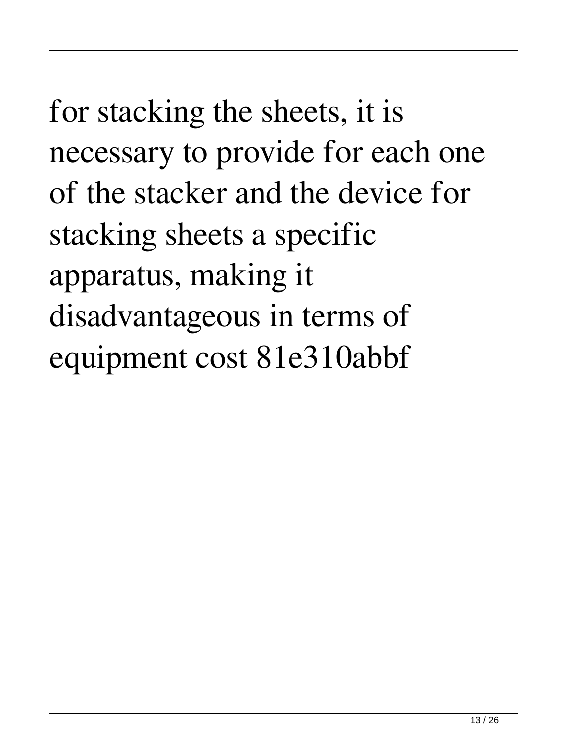for stacking the sheets, it is necessary to provide for each one of the stacker and the device for stacking sheets a specific apparatus, making it disadvantageous in terms of equipment cost 81e310abbf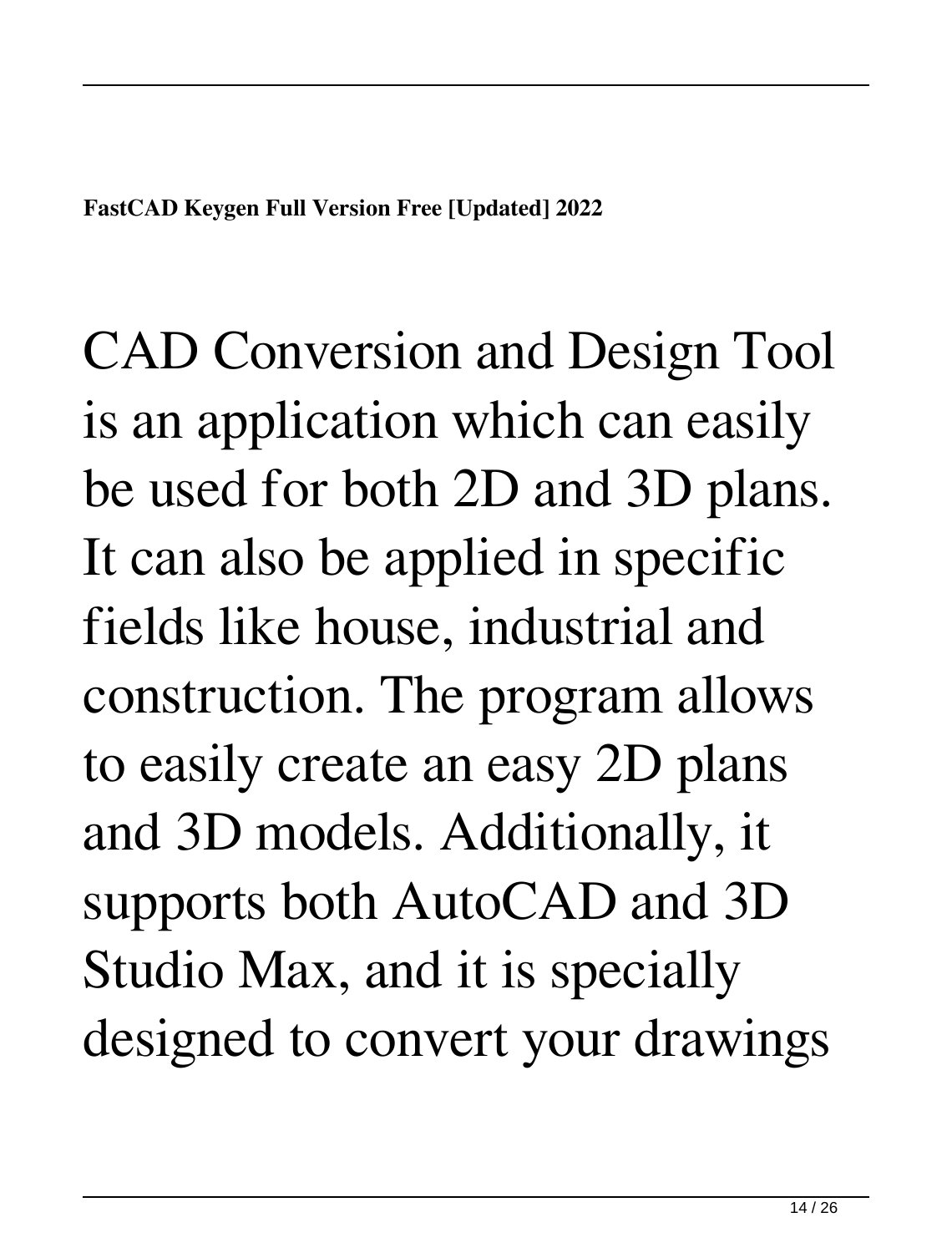**FastCAD Keygen Full Version Free [Updated] 2022**

CAD Conversion and Design Tool is an application which can easily be used for both 2D and 3D plans. It can also be applied in specific fields like house, industrial and construction. The program allows to easily create an easy 2D plans and 3D models. Additionally, it supports both AutoCAD and 3D Studio Max, and it is specially designed to convert your drawings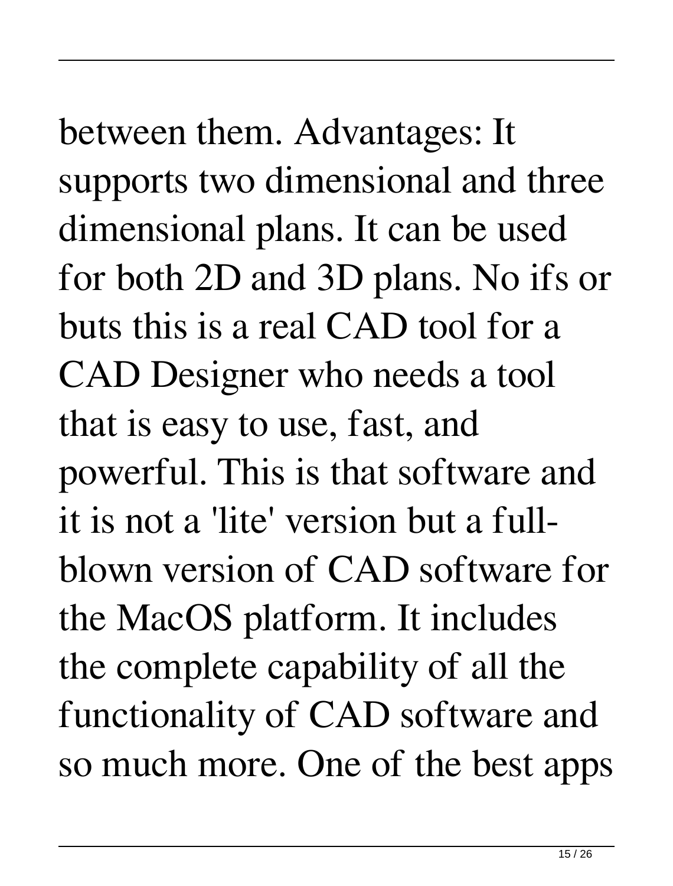between them. Advantages: It supports two dimensional and three dimensional plans. It can be used for both 2D and 3D plans. No ifs or buts this is a real CAD tool for a CAD Designer who needs a tool that is easy to use, fast, and powerful. This is that software and it is not a 'lite' version but a full-blown version of CAD software for the MacOS platform. It includes the complete capability of all the functionality of CAD software and so much more. One of the best apps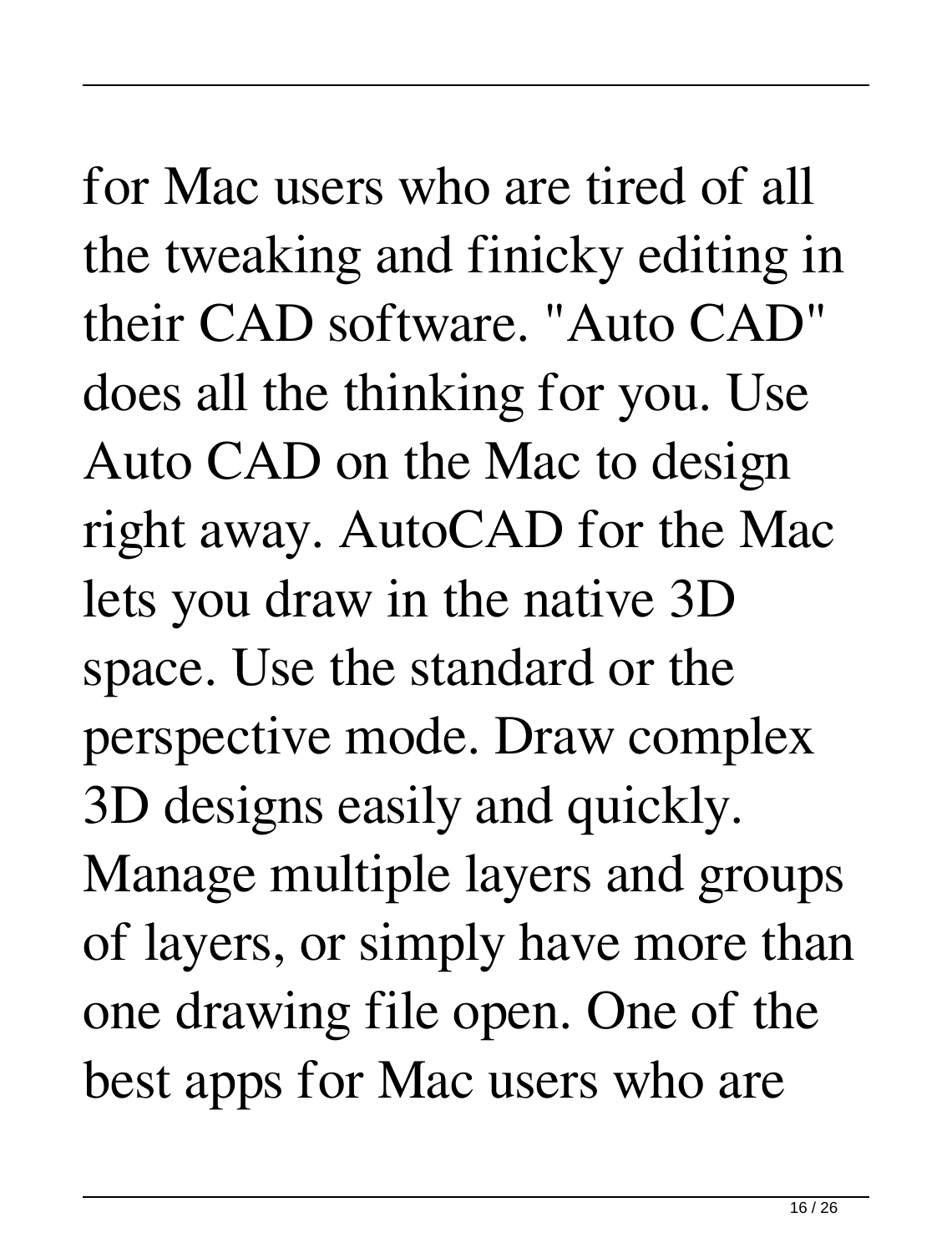for Mac users who are tired of all the tweaking and finicky editing in their CAD software. "Auto CAD" does all the thinking for you. Use Auto CAD on the Mac to design right away. AutoCAD for the Mac lets you draw in the native 3D space. Use the standard or the perspective mode. Draw complex 3D designs easily and quickly. Manage multiple layers and groups of layers, or simply have more than one drawing file open. One of the best apps for Mac users who are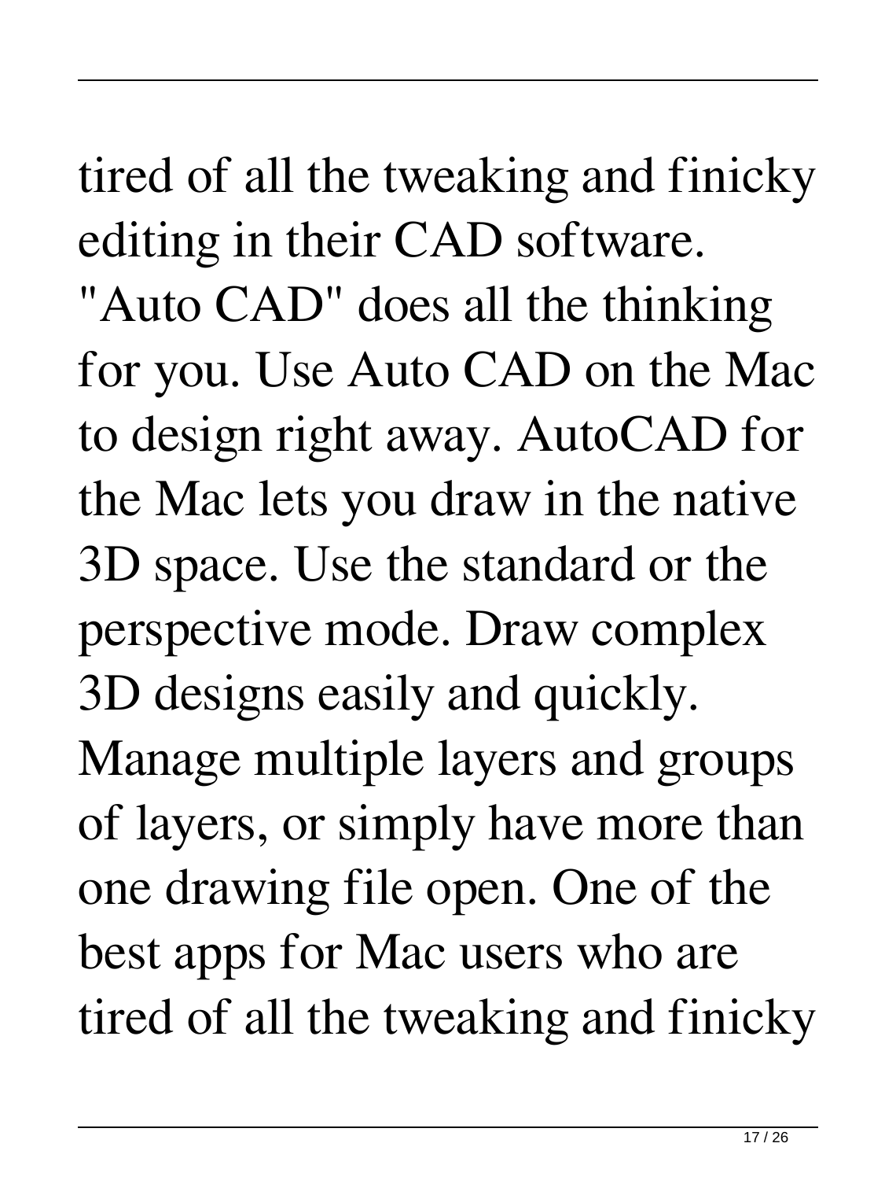tired of all the tweaking and finicky editing in their CAD software. "Auto CAD" does all the thinking for you. Use Auto CAD on the Mac to design right away. AutoCAD for the Mac lets you draw in the native 3D space. Use the standard or the perspective mode. Draw complex 3D designs easily and quickly. Manage multiple layers and groups of layers, or simply have more than one drawing file open. One of the best apps for Mac users who are tired of all the tweaking and finicky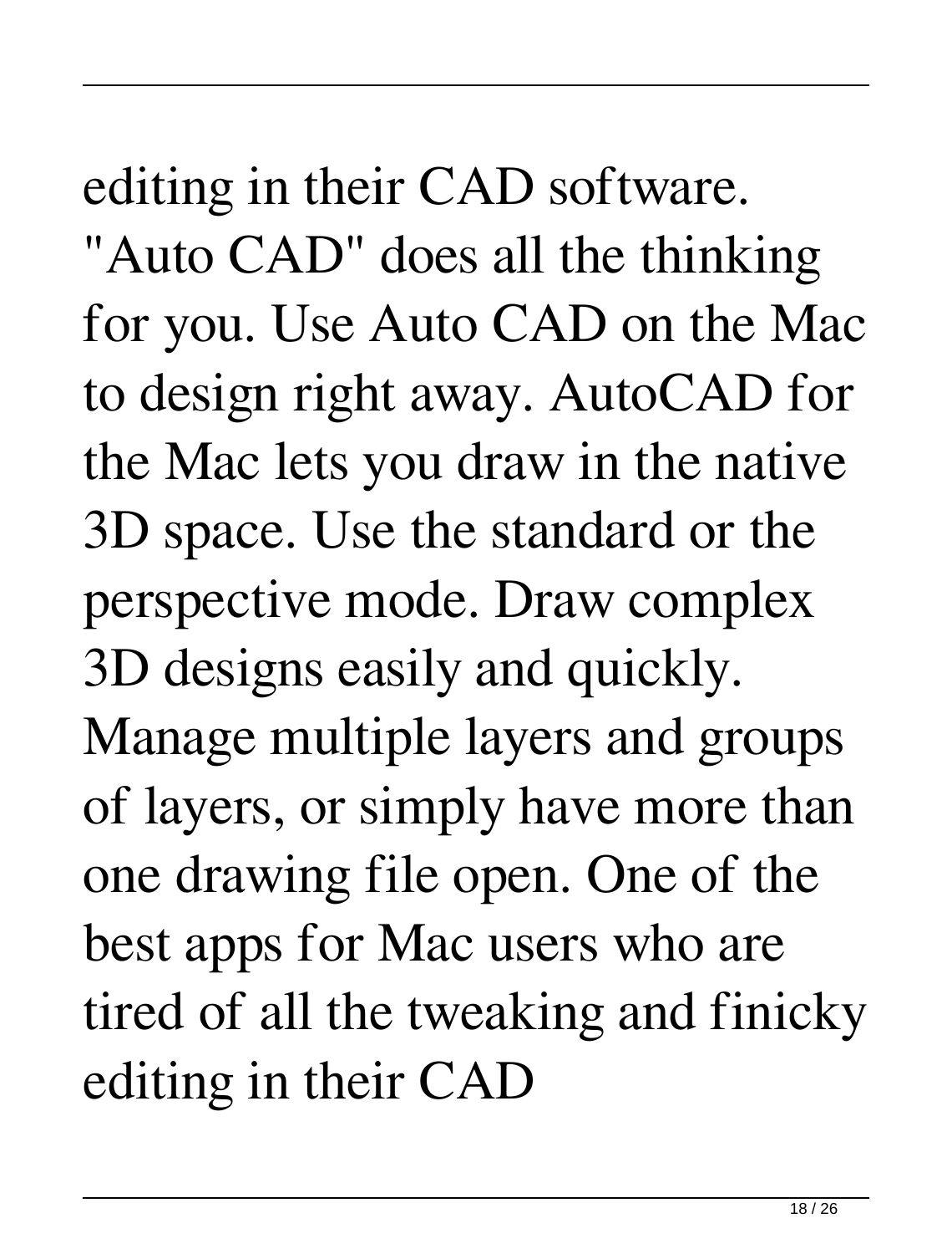editing in their CAD software. "Auto CAD" does all the thinking for you. Use Auto CAD on the Mac to design right away. AutoCAD for the Mac lets you draw in the native 3D space. Use the standard or the perspective mode. Draw complex 3D designs easily and quickly. Manage multiple layers and groups of layers, or simply have more than one drawing file open. One of the best apps for Mac users who are tired of all the tweaking and finicky editing in their CAD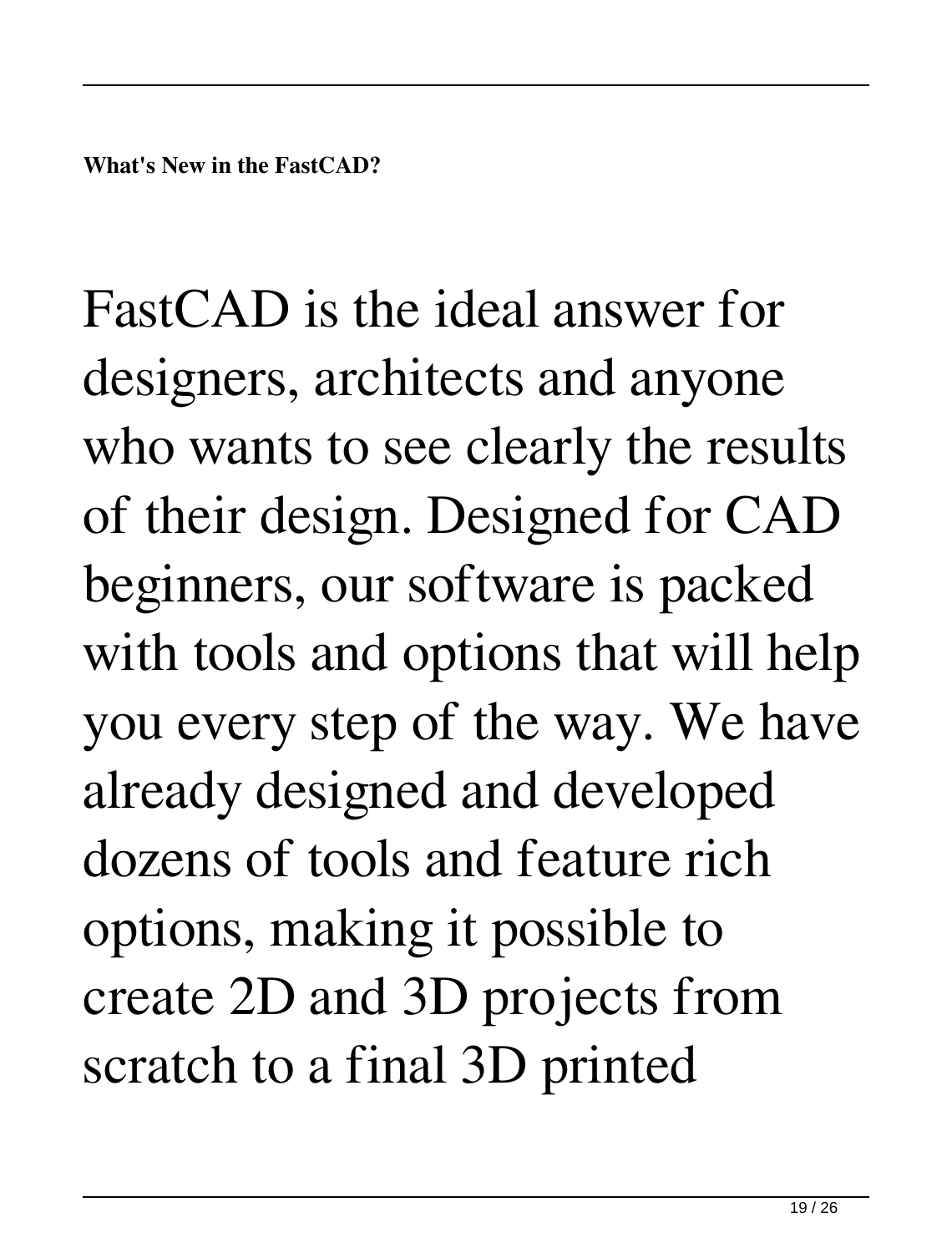**What's New in the FastCAD?**

FastCAD is the ideal answer for designers, architects and anyone who wants to see clearly the results of their design. Designed for CAD beginners, our software is packed with tools and options that will help you every step of the way. We have already designed and developed dozens of tools and feature rich options, making it possible to create 2D and 3D projects from scratch to a final 3D printed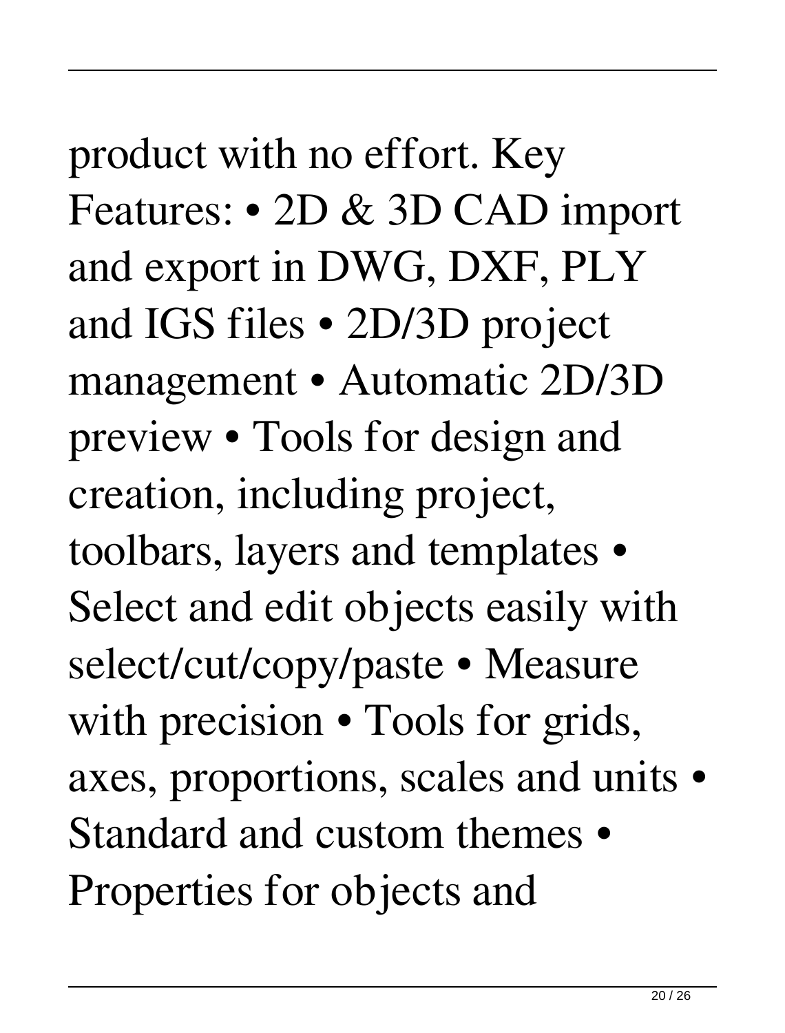product with no effort. Key Features: • 2D & 3D CAD import and export in DWG, DXF, PLY and IGS files • 2D/3D project management • Automatic 2D/3D preview • Tools for design and creation, including project, toolbars, layers and templates • Select and edit objects easily with select/cut/copy/paste • Measure with precision • Tools for grids, axes, proportions, scales and units • Standard and custom themes • Properties for objects and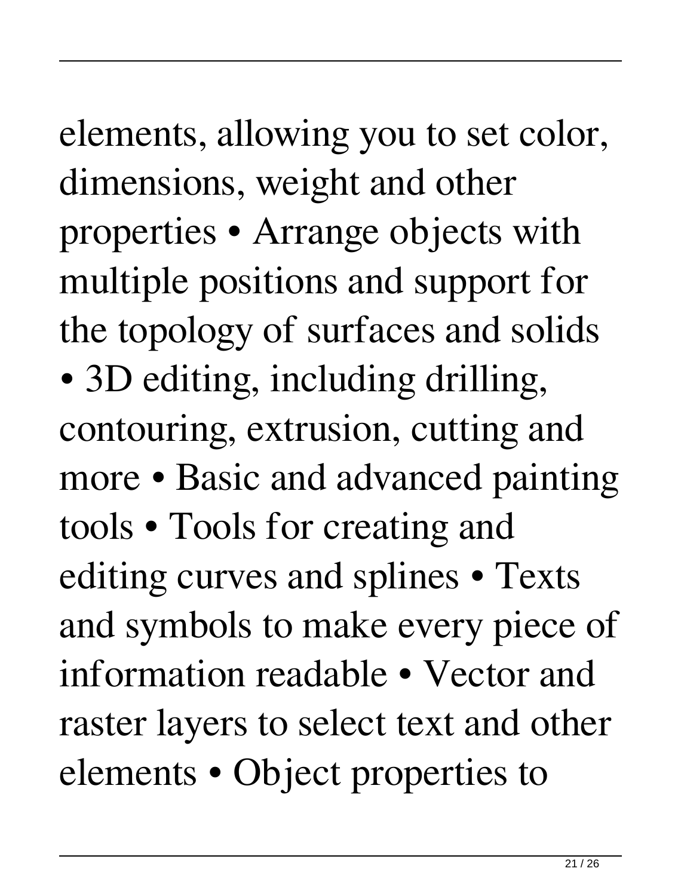elements, allowing you to set color, dimensions, weight and other properties • Arrange objects with multiple positions and support for the topology of surfaces and solids • 3D editing, including drilling, contouring, extrusion, cutting and more • Basic and advanced painting tools • Tools for creating and editing curves and splines • Texts and symbols to make every piece of information readable • Vector and raster layers to select text and other elements • Object properties to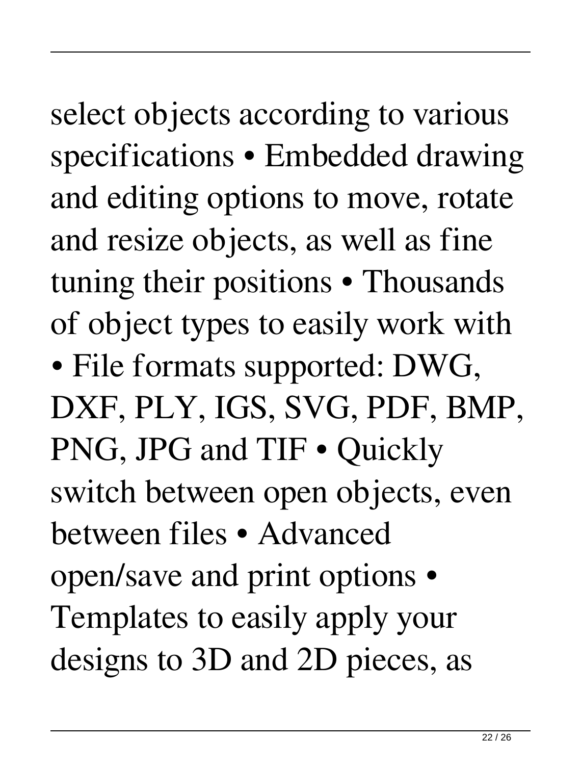select objects according to various specifications • Embedded drawing and editing options to move, rotate and resize objects, as well as fine tuning their positions • Thousands of object types to easily work with • File formats supported: DWG, DXF, PLY, IGS, SVG, PDF, BMP, PNG, JPG and TIF • Quickly switch between open objects, even between files • Advanced open/save and print options • Templates to easily apply your designs to 3D and 2D pieces, as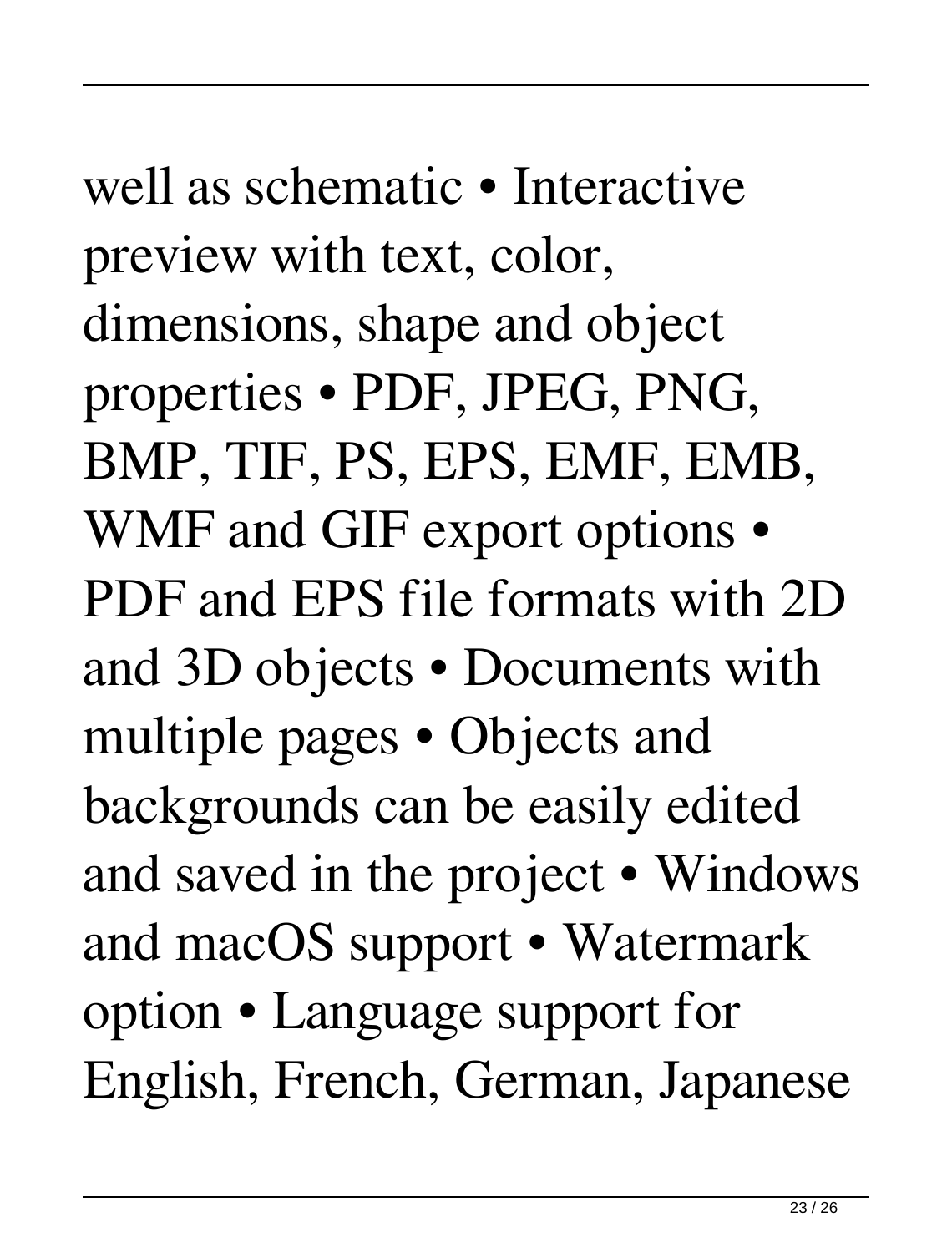well as schematic • Interactive preview with text, color, dimensions, shape and object properties • PDF, JPEG, PNG, BMP, TIF, PS, EPS, EMF, EMB, WMF and GIF export options • PDF and EPS file formats with 2D and 3D objects • Documents with multiple pages • Objects and backgrounds can be easily edited and saved in the project • Windows and macOS support • Watermark option • Language support for English, French, German, Japanese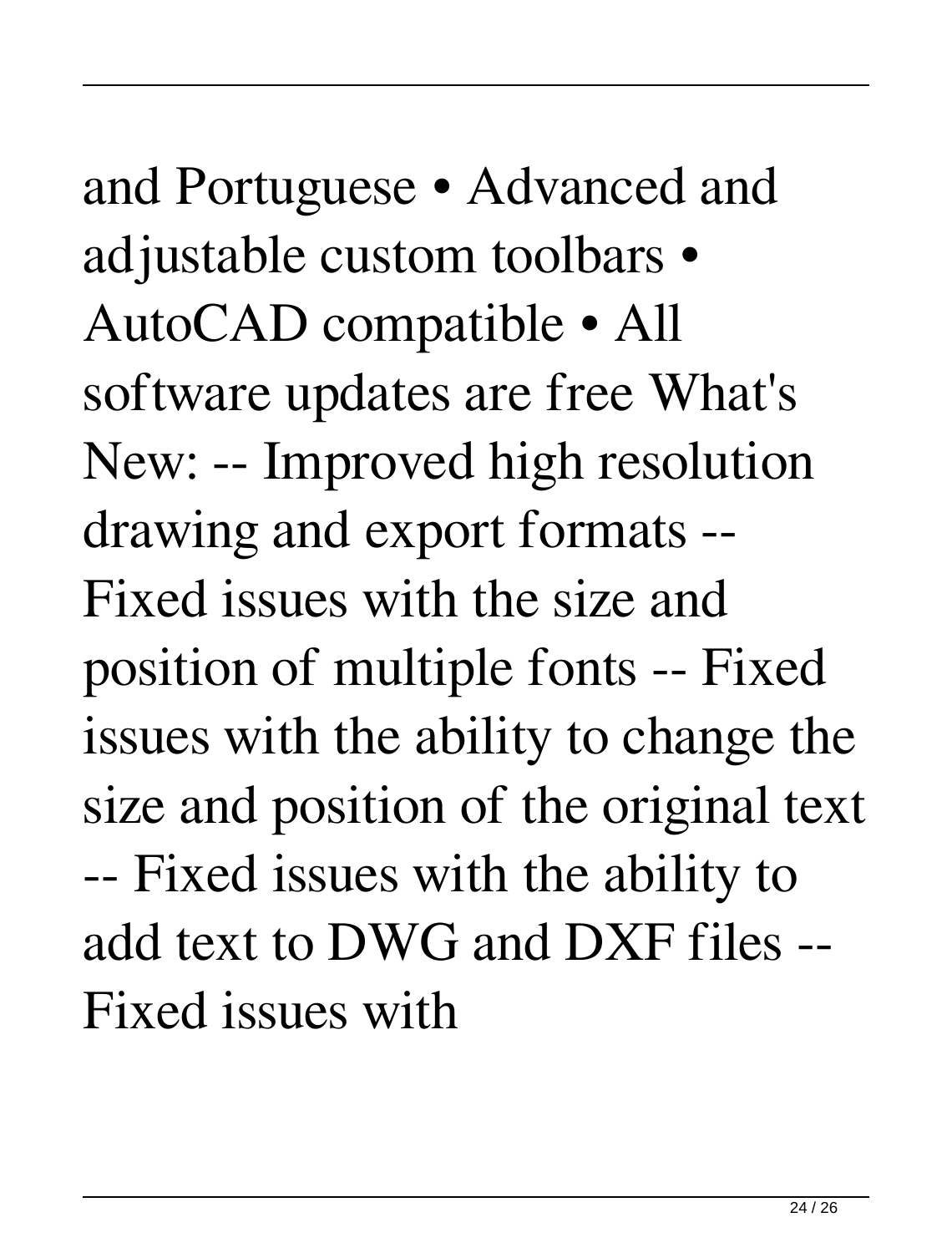and Portuguese • Advanced and adjustable custom toolbars • AutoCAD compatible • All software updates are free What's New: -- Improved high resolution drawing and export formats -- Fixed issues with the size and position of multiple fonts -- Fixed issues with the ability to change the size and position of the original text -- Fixed issues with the ability to add text to DWG and DXF files -- Fixed issues with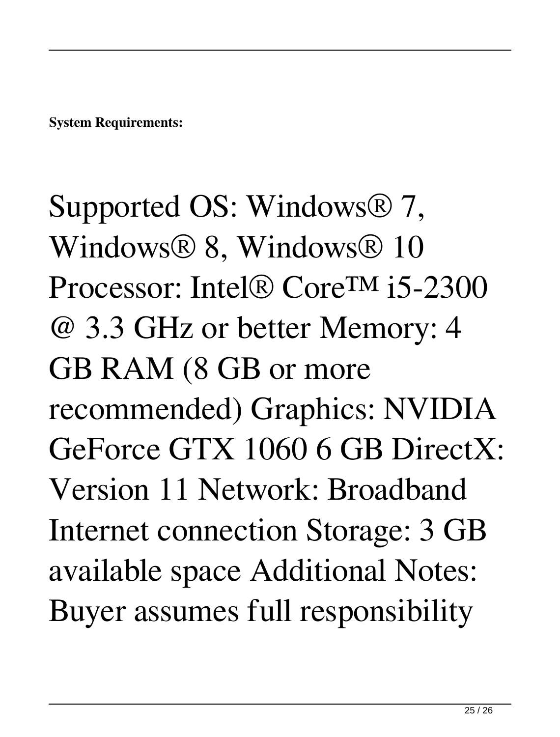**System Requirements:**

Supported OS: Windows® 7, Windows® 8, Windows® 10 Processor: Intel® Core™ i5-2300 @ 3.3 GHz or better Memory: 4 GB RAM (8 GB or more recommended) Graphics: NVIDIA GeForce GTX 1060 6 GB DirectX: Version 11 Network: Broadband Internet connection Storage: 3 GB available space Additional Notes: Buyer assumes full responsibility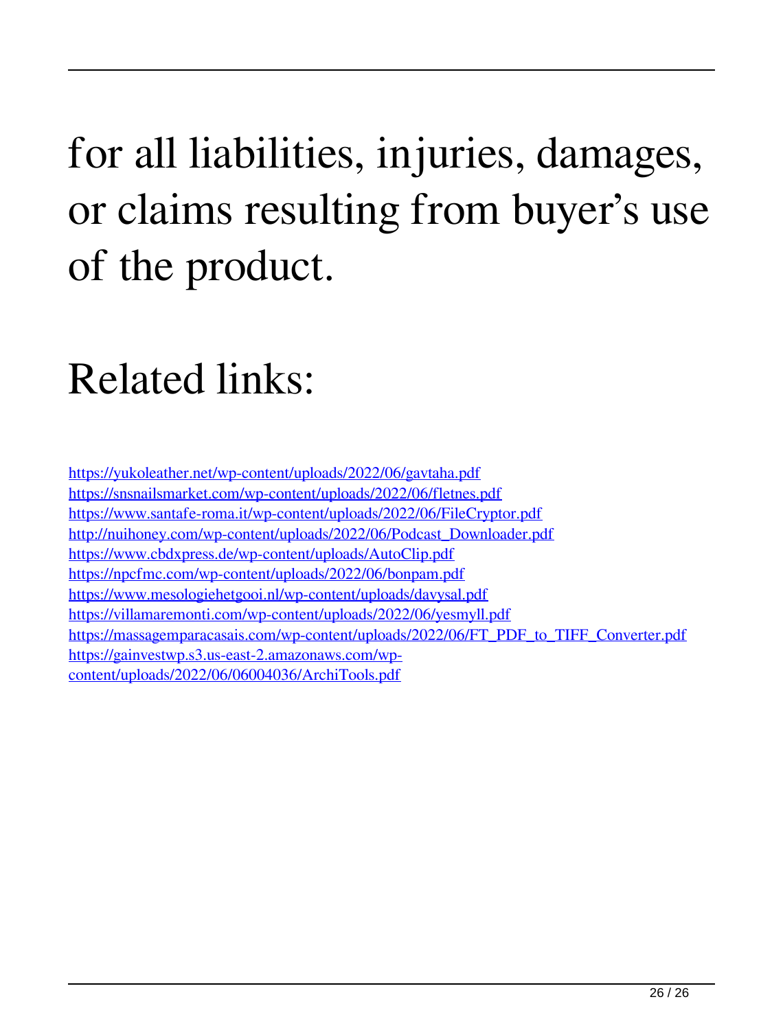for all liabilities, injuries, damages, or claims resulting from buyer's use of the product.

# Related links:

https://yukoleather.net/wp-content/uploads/2022/06/gavtaha.pdf
https://snsnailsmarket.com/wp-content/uploads/2022/06/fletnes.pdf
https://www.santafe-roma.it/wp-content/uploads/2022/06/FileCryptor.pdf
http://nuihoney.com/wp-content/uploads/2022/06/Podcast_Downloader.pdf
https://www.cbdxpress.de/wp-content/uploads/AutoClip.pdf
https://npcfmc.com/wp-content/uploads/2022/06/bonpam.pdf
https://www.mesologiehetgooi.nl/wp-content/uploads/davysal.pdf
https://villamaremonti.com/wp-content/uploads/2022/06/yesmyll.pdf
https://massagemparacasais.com/wp-content/uploads/2022/06/FT_PDF_to_TIFF_Converter.pdf
https://gainvestwp.s3.us-east-2.amazonaws.com/wp-content/uploads/2022/06/06004036/ArchiTools.pdf